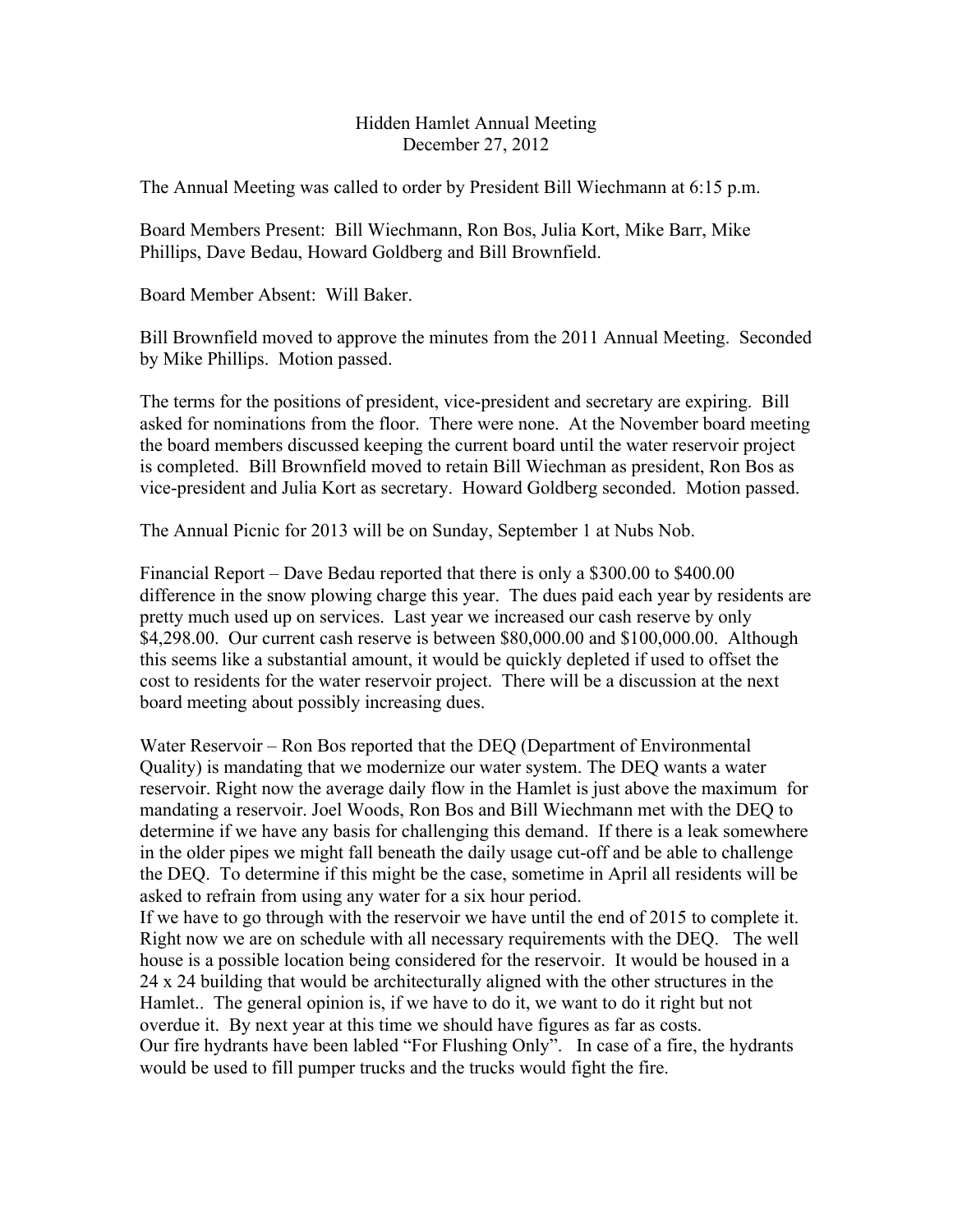# Hidden Hamlet Annual Meeting
December 27, 2012

The Annual Meeting was called to order by President Bill Wiechmann at 6:15 p.m.

Board Members Present: Bill Wiechmann, Ron Bos, Julia Kort, Mike Barr, Mike Phillips, Dave Bedau, Howard Goldberg and Bill Brownfield.

Board Member Absent: Will Baker.

Bill Brownfield moved to approve the minutes from the 2011 Annual Meeting. Seconded by Mike Phillips. Motion passed.

The terms for the positions of president, vice-president and secretary are expiring. Bill asked for nominations from the floor. There were none. At the November board meeting the board members discussed keeping the current board until the water reservoir project is completed. Bill Brownfield moved to retain Bill Wiechman as president, Ron Bos as vice-president and Julia Kort as secretary. Howard Goldberg seconded. Motion passed.

The Annual Picnic for 2013 will be on Sunday, September 1 at Nubs Nob.

Financial Report – Dave Bedau reported that there is only a $300.00 to $400.00 difference in the snow plowing charge this year. The dues paid each year by residents are pretty much used up on services. Last year we increased our cash reserve by only $4,298.00. Our current cash reserve is between $80,000.00 and $100,000.00. Although this seems like a substantial amount, it would be quickly depleted if used to offset the cost to residents for the water reservoir project. There will be a discussion at the next board meeting about possibly increasing dues.

Water Reservoir – Ron Bos reported that the DEQ (Department of Environmental Quality) is mandating that we modernize our water system. The DEQ wants a water reservoir. Right now the average daily flow in the Hamlet is just above the maximum for mandating a reservoir. Joel Woods, Ron Bos and Bill Wiechmann met with the DEQ to determine if we have any basis for challenging this demand. If there is a leak somewhere in the older pipes we might fall beneath the daily usage cut-off and be able to challenge the DEQ. To determine if this might be the case, sometime in April all residents will be asked to refrain from using any water for a six hour period.
If we have to go through with the reservoir we have until the end of 2015 to complete it. Right now we are on schedule with all necessary requirements with the DEQ. The well house is a possible location being considered for the reservoir. It would be housed in a 24 x 24 building that would be architecturally aligned with the other structures in the Hamlet.. The general opinion is, if we have to do it, we want to do it right but not overdue it. By next year at this time we should have figures as far as costs.
Our fire hydrants have been labled "For Flushing Only". In case of a fire, the hydrants would be used to fill pumper trucks and the trucks would fight the fire.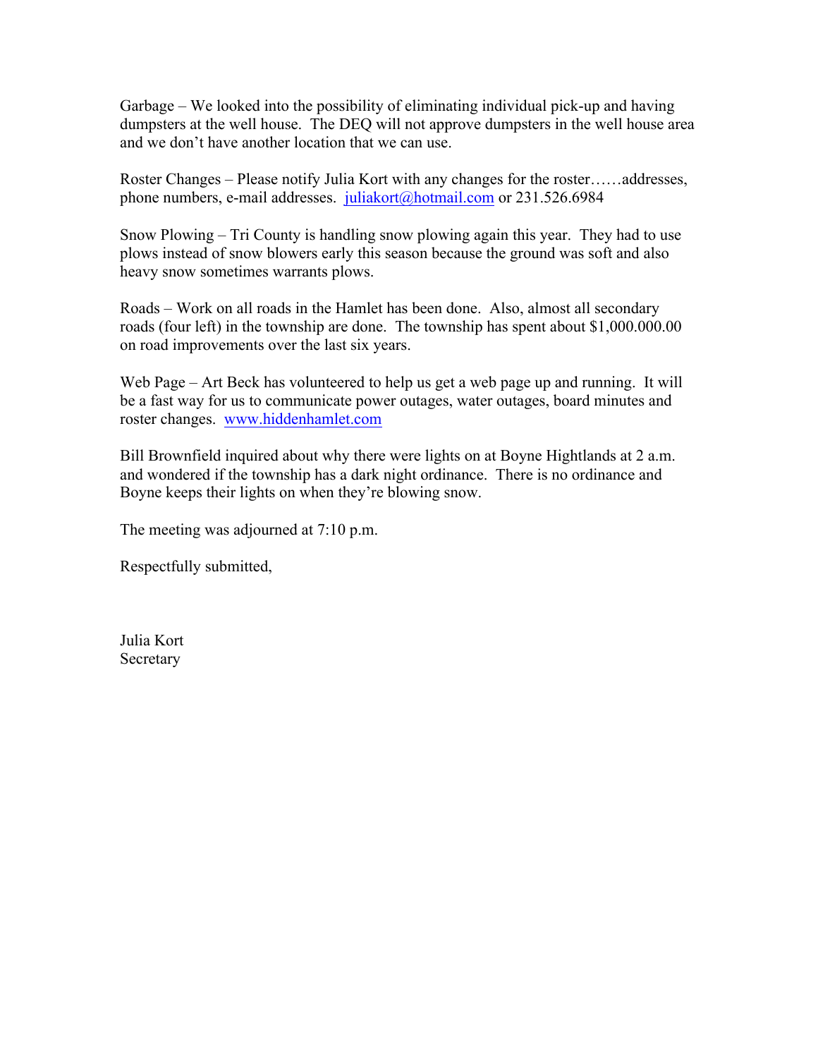Garbage – We looked into the possibility of eliminating individual pick-up and having dumpsters at the well house. The DEQ will not approve dumpsters in the well house area and we don't have another location that we can use.

Roster Changes – Please notify Julia Kort with any changes for the roster……addresses, phone numbers, e-mail addresses. juliakort@hotmail.com or 231.526.6984

Snow Plowing – Tri County is handling snow plowing again this year. They had to use plows instead of snow blowers early this season because the ground was soft and also heavy snow sometimes warrants plows.

Roads – Work on all roads in the Hamlet has been done. Also, almost all secondary roads (four left) in the township are done. The township has spent about $1,000.000.00 on road improvements over the last six years.

Web Page – Art Beck has volunteered to help us get a web page up and running. It will be a fast way for us to communicate power outages, water outages, board minutes and roster changes. www.hiddenhamlet.com

Bill Brownfield inquired about why there were lights on at Boyne Hightlands at 2 a.m. and wondered if the township has a dark night ordinance. There is no ordinance and Boyne keeps their lights on when they're blowing snow.

The meeting was adjourned at 7:10 p.m.

Respectfully submitted,

Julia Kort
Secretary